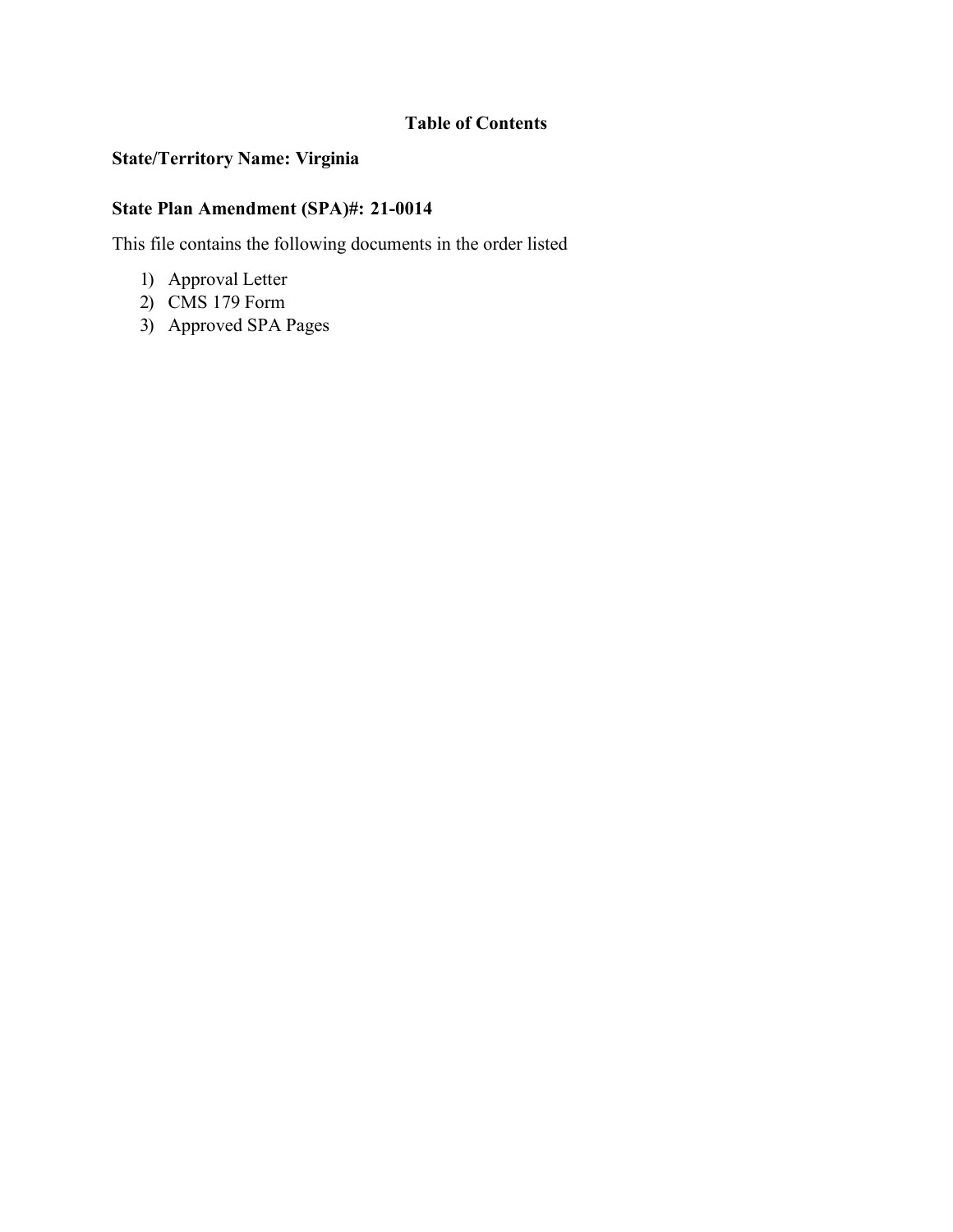# Table of Contents

**State/Territory Name: Virginia**

**State Plan Amendment (SPA)#: 21-0014**

This file contains the following documents in the order listed

1) Approval Letter
2) CMS 179 Form
3) Approved SPA Pages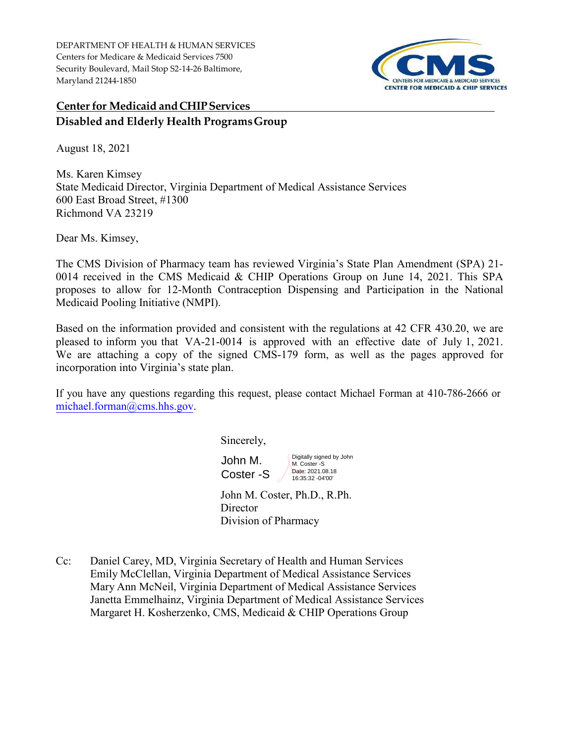DEPARTMENT OF HEALTH & HUMAN SERVICES
Centers for Medicare & Medicaid Services 7500
Security Boulevard, Mail Stop S2-14-26 Baltimore,
Maryland 21244-1850

CMS
CENTERS FOR MEDICARE & MEDICAID SERVICES
CENTER FOR MEDICAID & CHIP SERVICES

**Center for Medicaid and CHIP Services**
**Disabled and Elderly Health Programs Group**

August 18, 2021

Ms. Karen Kimsey
State Medicaid Director, Virginia Department of Medical Assistance Services
600 East Broad Street, #1300
Richmond VA 23219

Dear Ms. Kimsey,

The CMS Division of Pharmacy team has reviewed Virginia's State Plan Amendment (SPA) 21-0014 received in the CMS Medicaid & CHIP Operations Group on June 14, 2021. This SPA proposes to allow for 12-Month Contraception Dispensing and Participation in the National Medicaid Pooling Initiative (NMPI).

Based on the information provided and consistent with the regulations at 42 CFR 430.20, we are pleased to inform you that VA-21-0014 is approved with an effective date of July 1, 2021. We are attaching a copy of the signed CMS-179 form, as well as the pages approved for incorporation into Virginia's state plan.

If you have any questions regarding this request, please contact Michael Forman at 410-786-2666 or michael.forman@cms.hhs.gov.

Sincerely,

John M. Coster -S
Digitally signed by John M. Coster -S
Date: 2021.08.18 16:35:32 -04'00'

John M. Coster, Ph.D., R.Ph.
Director
Division of Pharmacy

Cc: Daniel Carey, MD, Virginia Secretary of Health and Human Services
Emily McClellan, Virginia Department of Medical Assistance Services
Mary Ann McNeil, Virginia Department of Medical Assistance Services
Janetta Emmelhainz, Virginia Department of Medical Assistance Services
Margaret H. Kosherzenko, CMS, Medicaid & CHIP Operations Group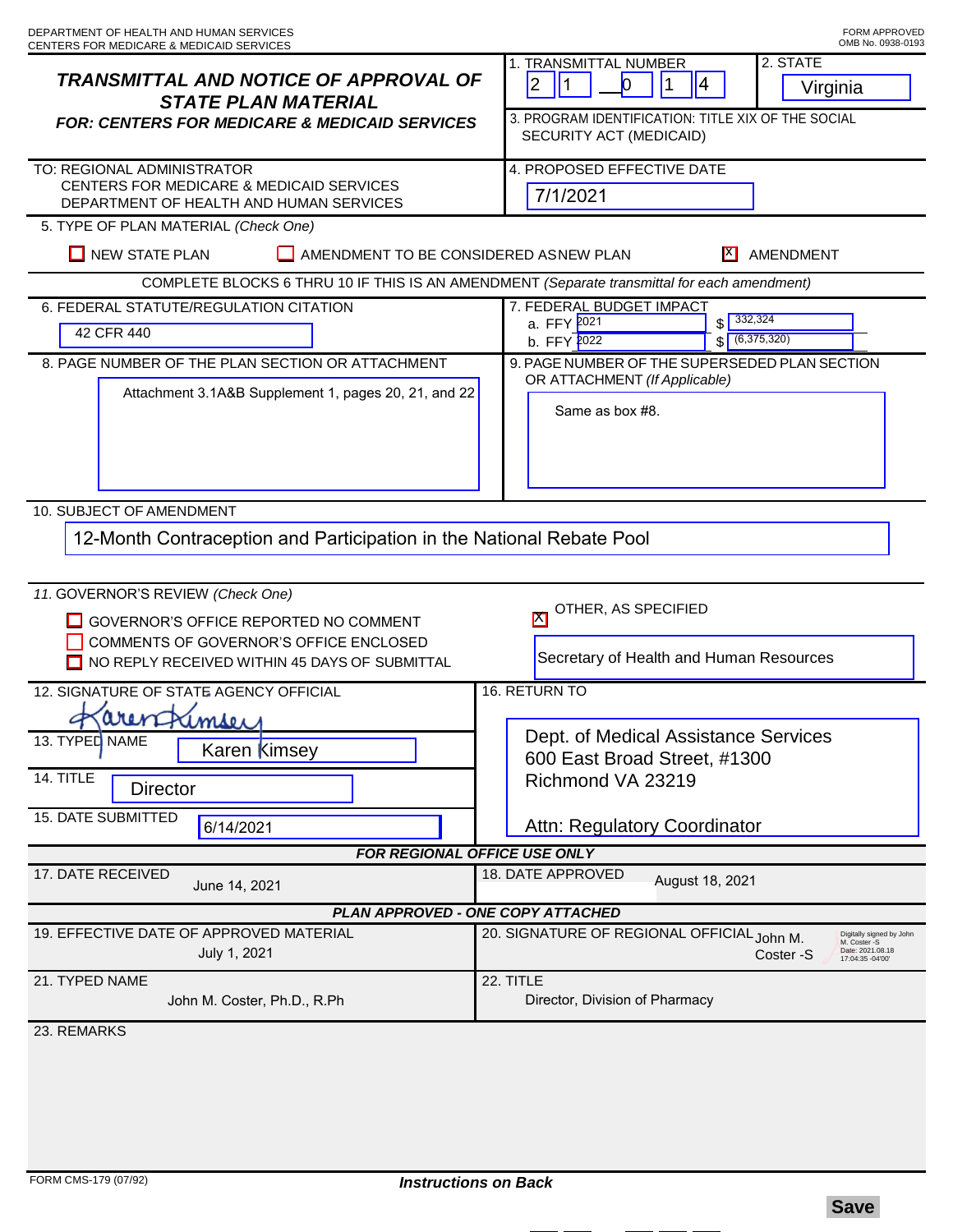DEPARTMENT OF HEALTH AND HUMAN SERVICES
CENTERS FOR MEDICARE & MEDICAID SERVICES

FORM APPROVED
OMB No. 0938-0193

# TRANSMITTAL AND NOTICE OF APPROVAL OF STATE PLAN MATERIAL

**FOR: CENTERS FOR MEDICARE & MEDICAID SERVICES**

1. TRANSMITTAL NUMBER: 2 1 — 0 1 4

2. STATE: Virginia

3. PROGRAM IDENTIFICATION: TITLE XIX OF THE SOCIAL SECURITY ACT (MEDICAID)

TO: REGIONAL ADMINISTRATOR
CENTERS FOR MEDICARE & MEDICAID SERVICES
DEPARTMENT OF HEALTH AND HUMAN SERVICES

4. PROPOSED EFFECTIVE DATE: 7/1/2021

5. TYPE OF PLAN MATERIAL *(Check One)*

- [ ] NEW STATE PLAN
- [ ] AMENDMENT TO BE CONSIDERED AS NEW PLAN
- [X] AMENDMENT

COMPLETE BLOCKS 6 THRU 10 IF THIS IS AN AMENDMENT *(Separate transmittal for each amendment)*

6. FEDERAL STATUTE/REGULATION CITATION: 42 CFR 440

7. FEDERAL BUDGET IMPACT
   - a. FFY 2021 $ 332,324
   - b. FFY 2022 $ (6,375,320)

8. PAGE NUMBER OF THE PLAN SECTION OR ATTACHMENT: Attachment 3.1A&B Supplement 1, pages 20, 21, and 22

9. PAGE NUMBER OF THE SUPERSEDED PLAN SECTION OR ATTACHMENT *(If Applicable)*: Same as box #8.

10. SUBJECT OF AMENDMENT: 12-Month Contraception and Participation in the National Rebate Pool

11. GOVERNOR'S REVIEW *(Check One)*

- [ ] GOVERNOR'S OFFICE REPORTED NO COMMENT
- [ ] COMMENTS OF GOVERNOR'S OFFICE ENCLOSED
- [ ] NO REPLY RECEIVED WITHIN 45 DAYS OF SUBMITTAL
- [X] OTHER, AS SPECIFIED: Secretary of Health and Human Resources

12. SIGNATURE OF STATE AGENCY OFFICIAL: Karen Kimsey

13. TYPED NAME: Karen Kimsey

14. TITLE: Director

15. DATE SUBMITTED: 6/14/2021

16. RETURN TO:
Dept. of Medical Assistance Services
600 East Broad Street, #1300
Richmond VA 23219

Attn: Regulatory Coordinator

**FOR REGIONAL OFFICE USE ONLY**

17. DATE RECEIVED: June 14, 2021

18. DATE APPROVED: August 18, 2021

**PLAN APPROVED - ONE COPY ATTACHED**

19. EFFECTIVE DATE OF APPROVED MATERIAL: July 1, 2021

20. SIGNATURE OF REGIONAL OFFICIAL: John M. Coster -S (Digitally signed by John M. Coster -S Date: 2021.08.18 17:04:35 -04'00')

21. TYPED NAME: John M. Coster, Ph.D., R.Ph

22. TITLE: Director, Division of Pharmacy

23. REMARKS

FORM CMS-179 (07/92)

*Instructions on Back*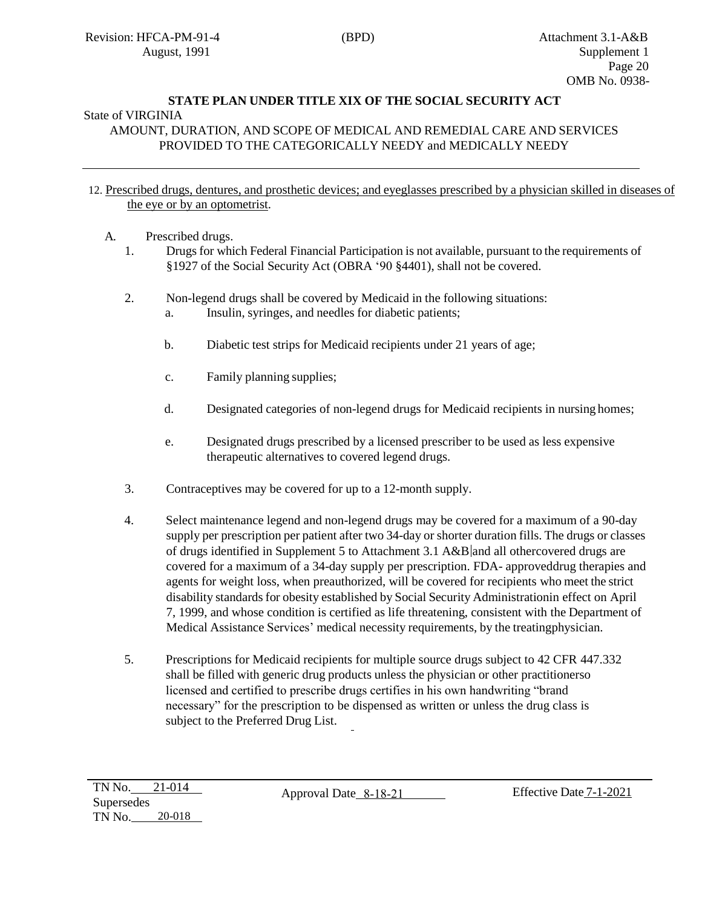**STATE PLAN UNDER TITLE XIX OF THE SOCIAL SECURITY ACT**

State of VIRGINIA

AMOUNT, DURATION, AND SCOPE OF MEDICAL AND REMEDIAL CARE AND SERVICES PROVIDED TO THE CATEGORICALLY NEEDY and MEDICALLY NEEDY

---

12. Prescribed drugs, dentures, and prosthetic devices; and eyeglasses prescribed by a physician skilled in diseases of the eye or by an optometrist.

A. Prescribed drugs.

1. Drugs for which Federal Financial Participation is not available, pursuant to the requirements of §1927 of the Social Security Act (OBRA '90 §4401), shall not be covered.

2. Non-legend drugs shall be covered by Medicaid in the following situations:

   a. Insulin, syringes, and needles for diabetic patients;

   b. Diabetic test strips for Medicaid recipients under 21 years of age;

   c. Family planning supplies;

   d. Designated categories of non-legend drugs for Medicaid recipients in nursing homes;

   e. Designated drugs prescribed by a licensed prescriber to be used as less expensive therapeutic alternatives to covered legend drugs.

3. Contraceptives may be covered for up to a 12-month supply.

4. Select maintenance legend and non-legend drugs may be covered for a maximum of a 90-day supply per prescription per patient after two 34-day or shorter duration fills. The drugs or classes of drugs identified in Supplement 5 to Attachment 3.1 A&B and all othercovered drugs are covered for a maximum of a 34-day supply per prescription. FDA- approveddrug therapies and agents for weight loss, when preauthorized, will be covered for recipients who meet the strict disability standards for obesity established by Social Security Administrationin effect on April 7, 1999, and whose condition is certified as life threatening, consistent with the Department of Medical Assistance Services' medical necessity requirements, by the treatingphysician.

5. Prescriptions for Medicaid recipients for multiple source drugs subject to 42 CFR 447.332 shall be filled with generic drug products unless the physician or other practitionerso licensed and certified to prescribe drugs certifies in his own handwriting "brand necessary" for the prescription to be dispensed as written or unless the drug class is subject to the Preferred Drug List.

---

TN No. 21-014 Approval Date 8-18-21 Effective Date 7-1-2021

Supersedes

TN No. 20-018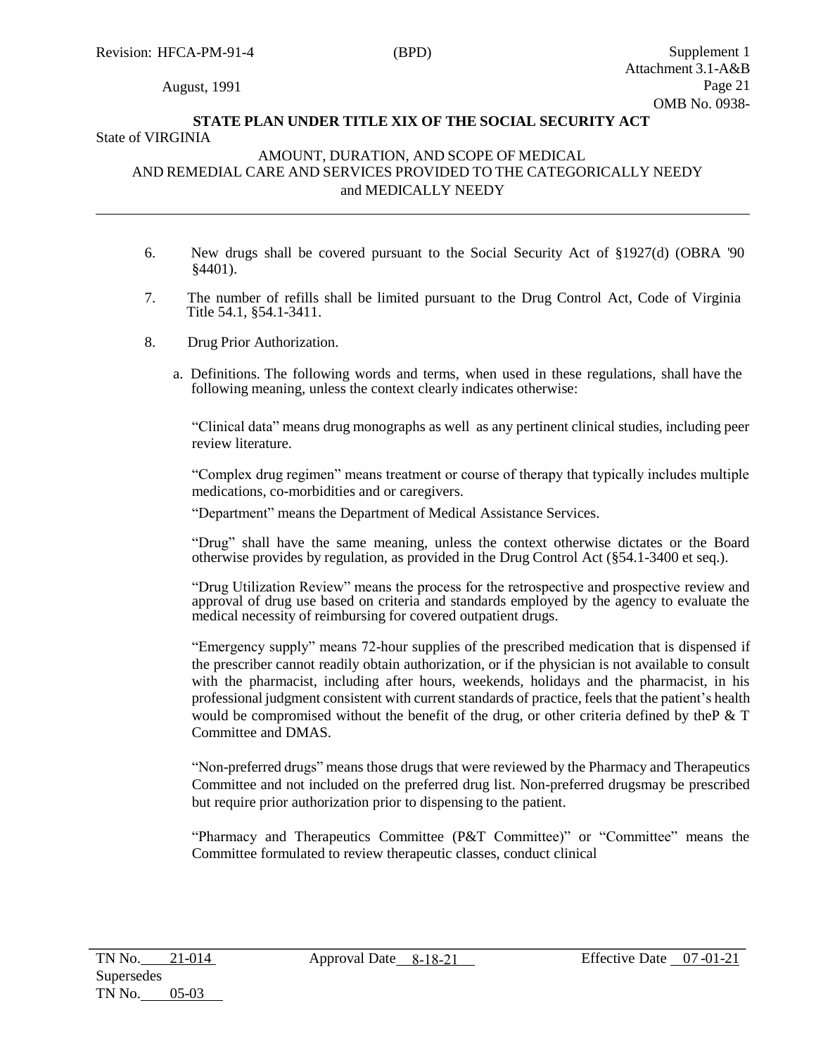**STATE PLAN UNDER TITLE XIX OF THE SOCIAL SECURITY ACT**

State of VIRGINIA

AMOUNT, DURATION, AND SCOPE OF MEDICAL AND REMEDIAL CARE AND SERVICES PROVIDED TO THE CATEGORICALLY NEEDY and MEDICALLY NEEDY

6. New drugs shall be covered pursuant to the Social Security Act of §1927(d) (OBRA '90 §4401).

7. The number of refills shall be limited pursuant to the Drug Control Act, Code of Virginia Title 54.1, §54.1-3411.

8. Drug Prior Authorization.

   a. Definitions. The following words and terms, when used in these regulations, shall have the following meaning, unless the context clearly indicates otherwise:

   "Clinical data" means drug monographs as well as any pertinent clinical studies, including peer review literature.

   "Complex drug regimen" means treatment or course of therapy that typically includes multiple medications, co-morbidities and or caregivers.

   "Department" means the Department of Medical Assistance Services.

   "Drug" shall have the same meaning, unless the context otherwise dictates or the Board otherwise provides by regulation, as provided in the Drug Control Act (§54.1-3400 et seq.).

   "Drug Utilization Review" means the process for the retrospective and prospective review and approval of drug use based on criteria and standards employed by the agency to evaluate the medical necessity of reimbursing for covered outpatient drugs.

   "Emergency supply" means 72-hour supplies of the prescribed medication that is dispensed if the prescriber cannot readily obtain authorization, or if the physician is not available to consult with the pharmacist, including after hours, weekends, holidays and the pharmacist, in his professional judgment consistent with current standards of practice, feels that the patient's health would be compromised without the benefit of the drug, or other criteria defined by theP & T Committee and DMAS.

   "Non-preferred drugs" means those drugs that were reviewed by the Pharmacy and Therapeutics Committee and not included on the preferred drug list. Non-preferred drugsmay be prescribed but require prior authorization prior to dispensing to the patient.

   "Pharmacy and Therapeutics Committee (P&T Committee)" or "Committee" means the Committee formulated to review therapeutic classes, conduct clinical

TN No. 21-014 Approval Date 8-18-21 Effective Date 07-01-21
Supersedes
TN No. 05-03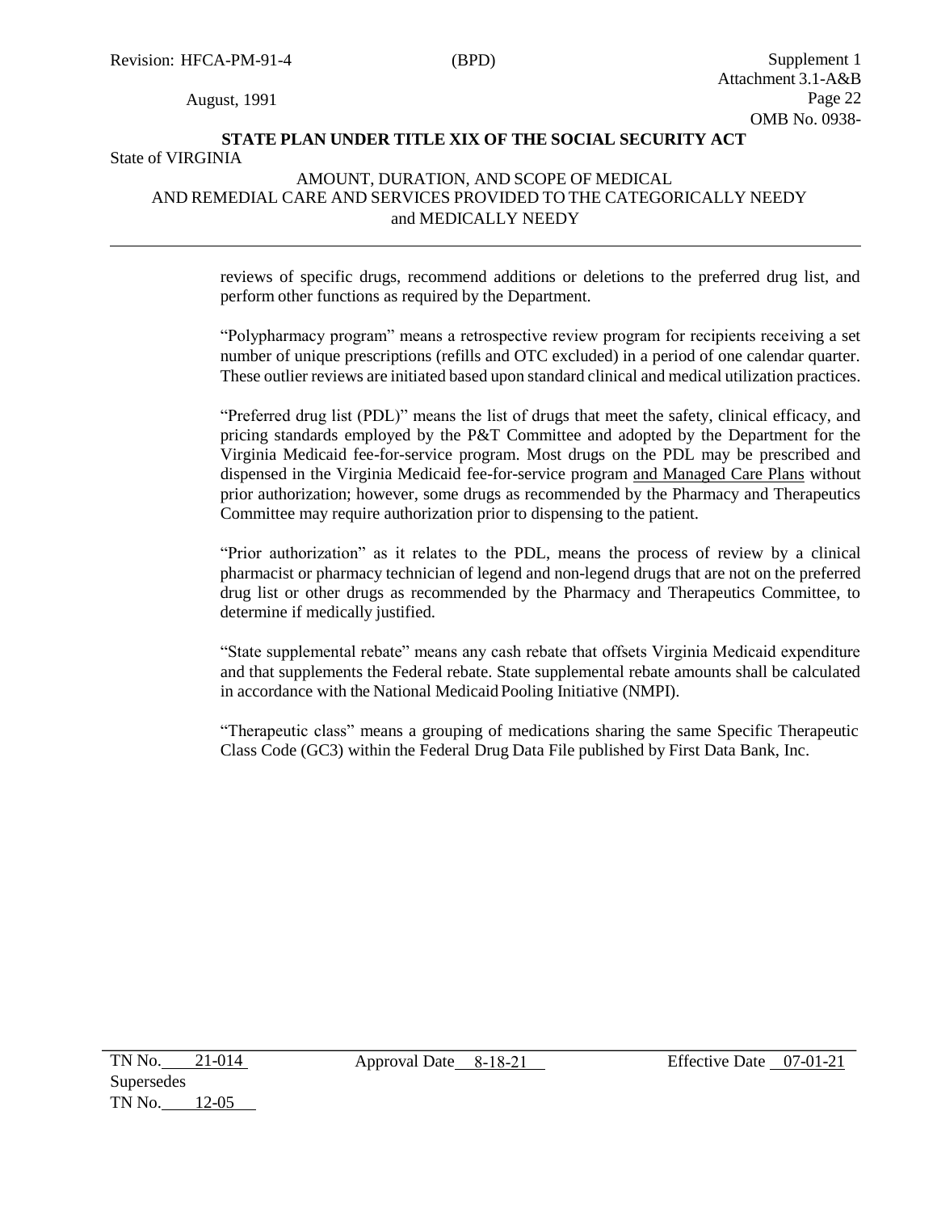reviews of specific drugs, recommend additions or deletions to the preferred drug list, and perform other functions as required by the Department.

"Polypharmacy program" means a retrospective review program for recipients receiving a set number of unique prescriptions (refills and OTC excluded) in a period of one calendar quarter. These outlier reviews are initiated based upon standard clinical and medical utilization practices.

"Preferred drug list (PDL)" means the list of drugs that meet the safety, clinical efficacy, and pricing standards employed by the P&T Committee and adopted by the Department for the Virginia Medicaid fee-for-service program. Most drugs on the PDL may be prescribed and dispensed in the Virginia Medicaid fee-for-service program <u>and Managed Care Plans</u> without prior authorization; however, some drugs as recommended by the Pharmacy and Therapeutics Committee may require authorization prior to dispensing to the patient.

"Prior authorization" as it relates to the PDL, means the process of review by a clinical pharmacist or pharmacy technician of legend and non-legend drugs that are not on the preferred drug list or other drugs as recommended by the Pharmacy and Therapeutics Committee, to determine if medically justified.

"State supplemental rebate" means any cash rebate that offsets Virginia Medicaid expenditure and that supplements the Federal rebate. State supplemental rebate amounts shall be calculated in accordance with the National Medicaid Pooling Initiative (NMPI).

"Therapeutic class" means a grouping of medications sharing the same Specific Therapeutic Class Code (GC3) within the Federal Drug Data File published by First Data Bank, Inc.

TN No. 21-014 Approval Date 8-18-21 Effective Date 07-01-21
Supersedes
TN No. 12-05